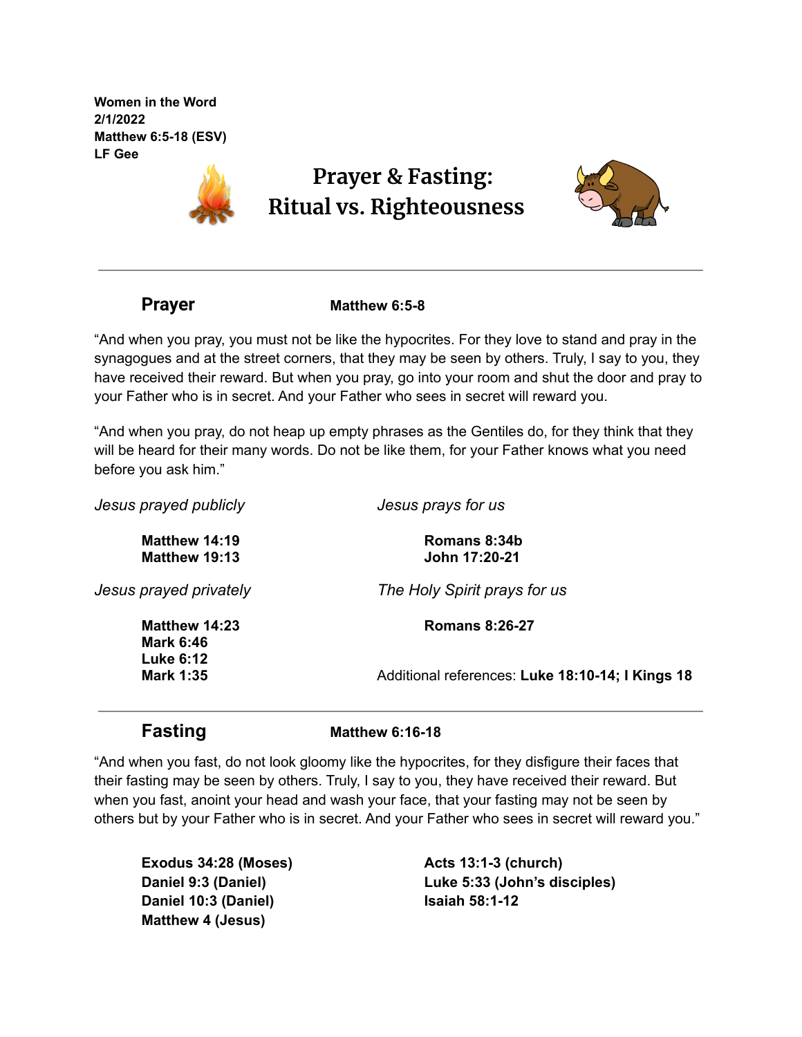**Women in the Word**
**2/1/2022**
**Matthew 6:5-18 (ESV)**
**LF Gee**

# Prayer & Fasting: Ritual vs. Righteousness

---

## Prayer

**Matthew 6:5-8**

"And when you pray, you must not be like the hypocrites. For they love to stand and pray in the synagogues and at the street corners, that they may be seen by others. Truly, I say to you, they have received their reward. But when you pray, go into your room and shut the door and pray to your Father who is in secret. And your Father who sees in secret will reward you.

"And when you pray, do not heap up empty phrases as the Gentiles do, for they think that they will be heard for their many words. Do not be like them, for your Father knows what you need before you ask him."

*Jesus prayed publicly*

**Matthew 14:19**
**Matthew 19:13**

*Jesus prayed privately*

**Matthew 14:23**
**Mark 6:46**
**Luke 6:12**
**Mark 1:35**

*Jesus prays for us*

**Romans 8:34b**
**John 17:20-21**

*The Holy Spirit prays for us*

**Romans 8:26-27**

Additional references: **Luke 18:10-14; I Kings 18**

---

## Fasting

**Matthew 6:16-18**

"And when you fast, do not look gloomy like the hypocrites, for they disfigure their faces that their fasting may be seen by others. Truly, I say to you, they have received their reward. But when you fast, anoint your head and wash your face, that your fasting may not be seen by others but by your Father who is in secret. And your Father who sees in secret will reward you."

**Exodus 34:28 (Moses)**
**Daniel 9:3 (Daniel)**
**Daniel 10:3 (Daniel)**
**Matthew 4 (Jesus)**

**Acts 13:1-3 (church)**
**Luke 5:33 (John's disciples)**
**Isaiah 58:1-12**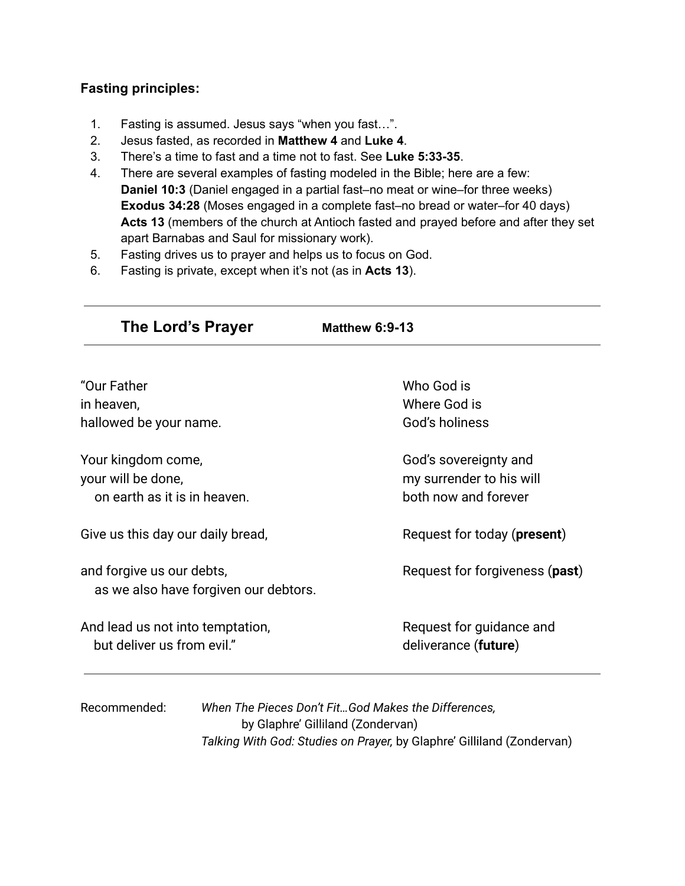**Fasting principles:**

1. Fasting is assumed. Jesus says "when you fast…".
2. Jesus fasted, as recorded in **Matthew 4** and **Luke 4**.
3. There's a time to fast and a time not to fast. See **Luke 5:33-35**.
4. There are several examples of fasting modeled in the Bible; here are a few:
   **Daniel 10:3** (Daniel engaged in a partial fast–no meat or wine–for three weeks)
   **Exodus 34:28** (Moses engaged in a complete fast–no bread or water–for 40 days)
   **Acts 13** (members of the church at Antioch fasted and prayed before and after they set apart Barnabas and Saul for missionary work).
5. Fasting drives us to prayer and helps us to focus on God.
6. Fasting is private, except when it's not (as in **Acts 13**).

---

## The Lord's Prayer — **Matthew 6:9-13**

---

| | |
|---|---|
| "Our Father | Who God is |
| in heaven, | Where God is |
| hallowed be your name. | God's holiness |
| Your kingdom come, | God's sovereignty and |
| your will be done, | my surrender to his will |
| on earth as it is in heaven. | both now and forever |
| Give us this day our daily bread, | Request for today (**present**) |
| and forgive us our debts, as we also have forgiven our debtors. | Request for forgiveness (**past**) |
| And lead us not into temptation, but deliver us from evil." | Request for guidance and deliverance (**future**) |

---

Recommended: *When The Pieces Don't Fit…God Makes the Differences,* by Glaphre' Gilliland (Zondervan)
*Talking With God: Studies on Prayer,* by Glaphre' Gilliland (Zondervan)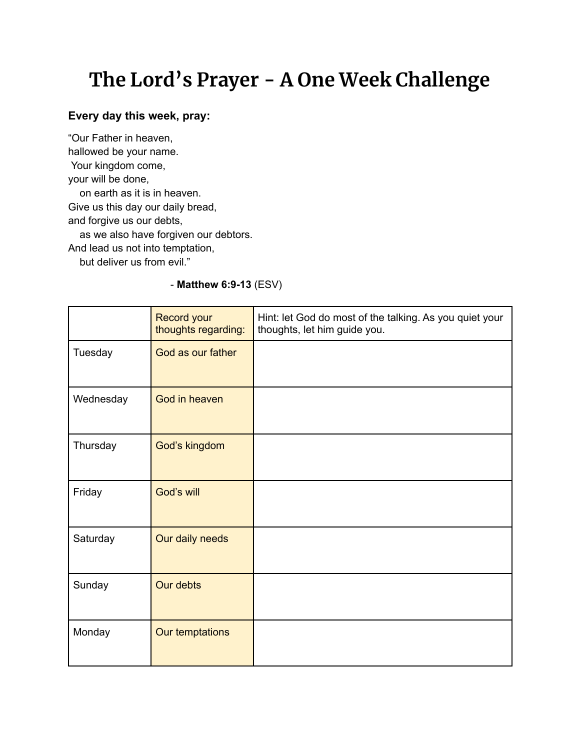# The Lord's Prayer - A One Week Challenge

**Every day this week, pray:**

"Our Father in heaven,
hallowed be your name.
Your kingdom come,
your will be done,
on earth as it is in heaven.
Give us this day our daily bread,
and forgive us our debts,
as we also have forgiven our debtors.
And lead us not into temptation,
but deliver us from evil."

- **Matthew 6:9-13** (ESV)

| | Record your thoughts regarding: | Hint: let God do most of the talking. As you quiet your thoughts, let him guide you. |
|---|---|---|
| Tuesday | God as our father | |
| Wednesday | God in heaven | |
| Thursday | God's kingdom | |
| Friday | God's will | |
| Saturday | Our daily needs | |
| Sunday | Our debts | |
| Monday | Our temptations | |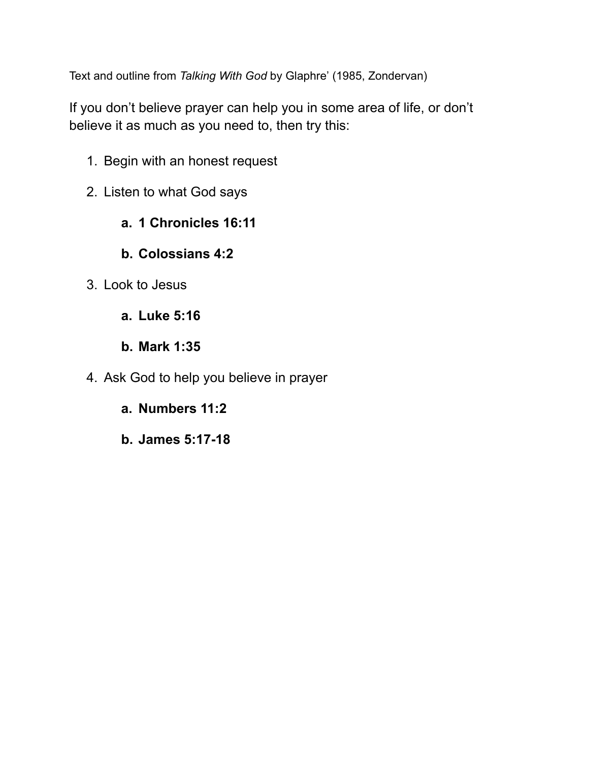Text and outline from *Talking With God* by Glaphre' (1985, Zondervan)

If you don't believe prayer can help you in some area of life, or don't believe it as much as you need to, then try this:

1. Begin with an honest request
2. Listen to what God says
   a. **1 Chronicles 16:11**
   b. **Colossians 4:2**
3. Look to Jesus
   a. **Luke 5:16**
   b. **Mark 1:35**
4. Ask God to help you believe in prayer
   a. **Numbers 11:2**
   b. **James 5:17-18**